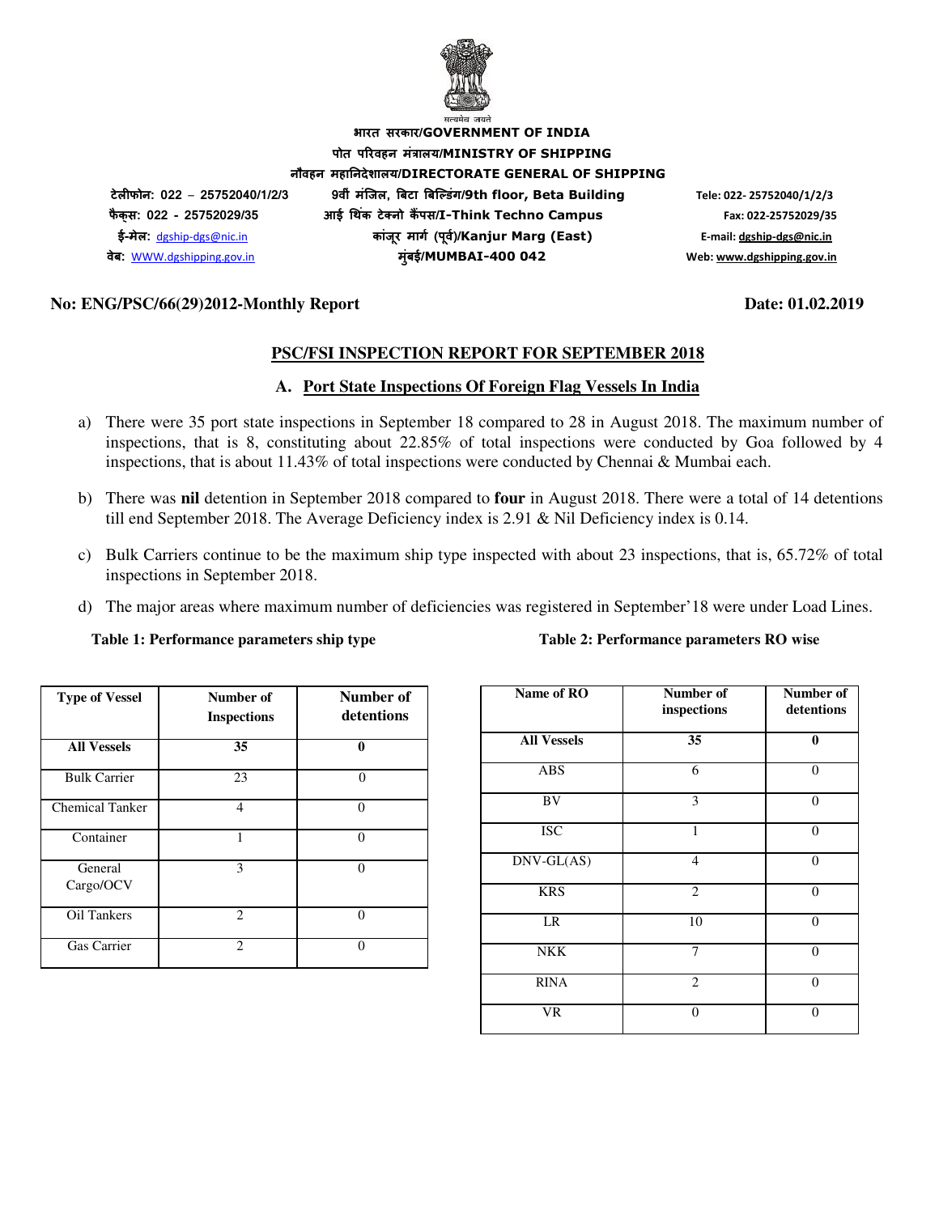भारत सरकार/GOVERNMENT OF INDIA

पोत परिवहन मंत्रालय/MINISTRY OF SHIPPING

नौवहन महानिदेशालय/DIRECTORATE GENERAL OF SHIPPING

टेलीफोन: 022 – 25752040/1/2/3
फैक्स: 022 - 25752029/35
ई-मेल: dgship-dgs@nic.in
वेब: WWW.dgshipping.gov.in

9वीं मंजिल, बिटा बिल्डिंग/9th floor, Beta Building
आई थिंक टेक्नो कैंपस/I-Think Techno Campus
कांजूर मार्ग (पूर्व)/Kanjur Marg (East)
मुंबई/MUMBAI-400 042

Tele: 022- 25752040/1/2/3
Fax: 022-25752029/35
E-mail: dgship-dgs@nic.in
Web: www.dgshipping.gov.in

**No: ENG/PSC/66(29)2012-Monthly Report** **Date: 01.02.2019**

## PSC/FSI INSPECTION REPORT FOR SEPTEMBER 2018

### A. Port State Inspections Of Foreign Flag Vessels In India

a) There were 35 port state inspections in September 18 compared to 28 in August 2018. The maximum number of inspections, that is 8, constituting about 22.85% of total inspections were conducted by Goa followed by 4 inspections, that is about 11.43% of total inspections were conducted by Chennai & Mumbai each.

b) There was **nil** detention in September 2018 compared to **four** in August 2018. There were a total of 14 detentions till end September 2018. The Average Deficiency index is 2.91 & Nil Deficiency index is 0.14.

c) Bulk Carriers continue to be the maximum ship type inspected with about 23 inspections, that is, 65.72% of total inspections in September 2018.

d) The major areas where maximum number of deficiencies was registered in September'18 were under Load Lines.

**Table 1: Performance parameters ship type**

| Type of Vessel | Number of Inspections | Number of detentions |
|---|---|---|
| **All Vessels** | **35** | **0** |
| Bulk Carrier | 23 | 0 |
| Chemical Tanker | 4 | 0 |
| Container | 1 | 0 |
| General Cargo/OCV | 3 | 0 |
| Oil Tankers | 2 | 0 |
| Gas Carrier | 2 | 0 |

**Table 2: Performance parameters RO wise**

| Name of RO | Number of inspections | Number of detentions |
|---|---|---|
| **All Vessels** | **35** | **0** |
| ABS | 6 | 0 |
| BV | 3 | 0 |
| ISC | 1 | 0 |
| DNV-GL(AS) | 4 | 0 |
| KRS | 2 | 0 |
| LR | 10 | 0 |
| NKK | 7 | 0 |
| RINA | 2 | 0 |
| VR | 0 | 0 |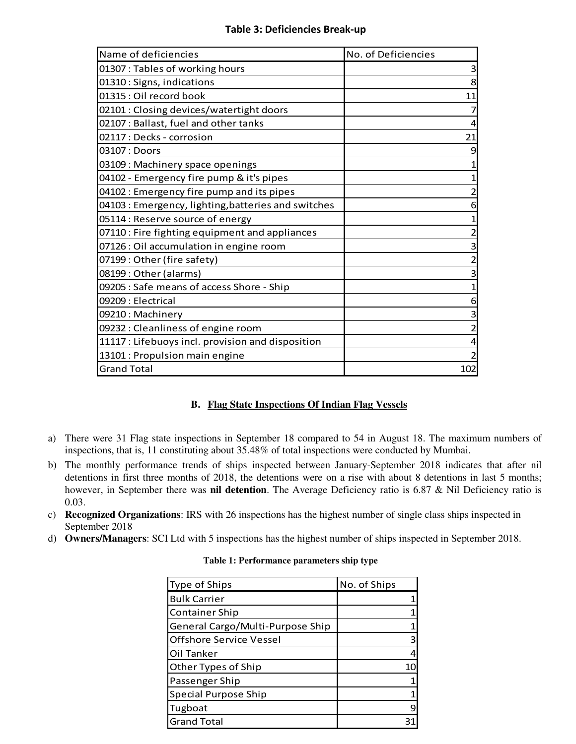**Table 3: Deficiencies Break-up**

| Name of deficiencies | No. of Deficiencies |
|---|---|
| 01307 : Tables of working hours | 3 |
| 01310 : Signs, indications | 8 |
| 01315 : Oil record book | 11 |
| 02101 : Closing devices/watertight doors | 7 |
| 02107 : Ballast, fuel and other tanks | 4 |
| 02117 : Decks - corrosion | 21 |
| 03107 : Doors | 9 |
| 03109 : Machinery space openings | 1 |
| 04102 - Emergency fire pump & it's pipes | 1 |
| 04102 : Emergency fire pump and its pipes | 2 |
| 04103 : Emergency, lighting,batteries and switches | 6 |
| 05114 : Reserve source of energy | 1 |
| 07110 : Fire fighting equipment and appliances | 2 |
| 07126 : Oil accumulation in engine room | 3 |
| 07199 : Other (fire safety) | 2 |
| 08199 : Other (alarms) | 3 |
| 09205 : Safe means of access Shore - Ship | 1 |
| 09209 : Electrical | 6 |
| 09210 : Machinery | 3 |
| 09232 : Cleanliness of engine room | 2 |
| 11117 : Lifebuoys incl. provision and disposition | 4 |
| 13101 : Propulsion main engine | 2 |
| Grand Total | 102 |

## B. Flag State Inspections Of Indian Flag Vessels

a) There were 31 Flag state inspections in September 18 compared to 54 in August 18. The maximum numbers of inspections, that is, 11 constituting about 35.48% of total inspections were conducted by Mumbai.

b) The monthly performance trends of ships inspected between January-September 2018 indicates that after nil detentions in first three months of 2018, the detentions were on a rise with about 8 detentions in last 5 months; however, in September there was **nil detention**. The Average Deficiency ratio is 6.87 & Nil Deficiency ratio is 0.03.

c) **Recognized Organizations**: IRS with 26 inspections has the highest number of single class ships inspected in September 2018

d) **Owners/Managers**: SCI Ltd with 5 inspections has the highest number of ships inspected in September 2018.

**Table 1: Performance parameters ship type**

| Type of Ships | No. of Ships |
|---|---|
| Bulk Carrier | 1 |
| Container Ship | 1 |
| General Cargo/Multi-Purpose Ship | 1 |
| Offshore Service Vessel | 3 |
| Oil Tanker | 4 |
| Other Types of Ship | 10 |
| Passenger Ship | 1 |
| Special Purpose Ship | 1 |
| Tugboat | 9 |
| Grand Total | 31 |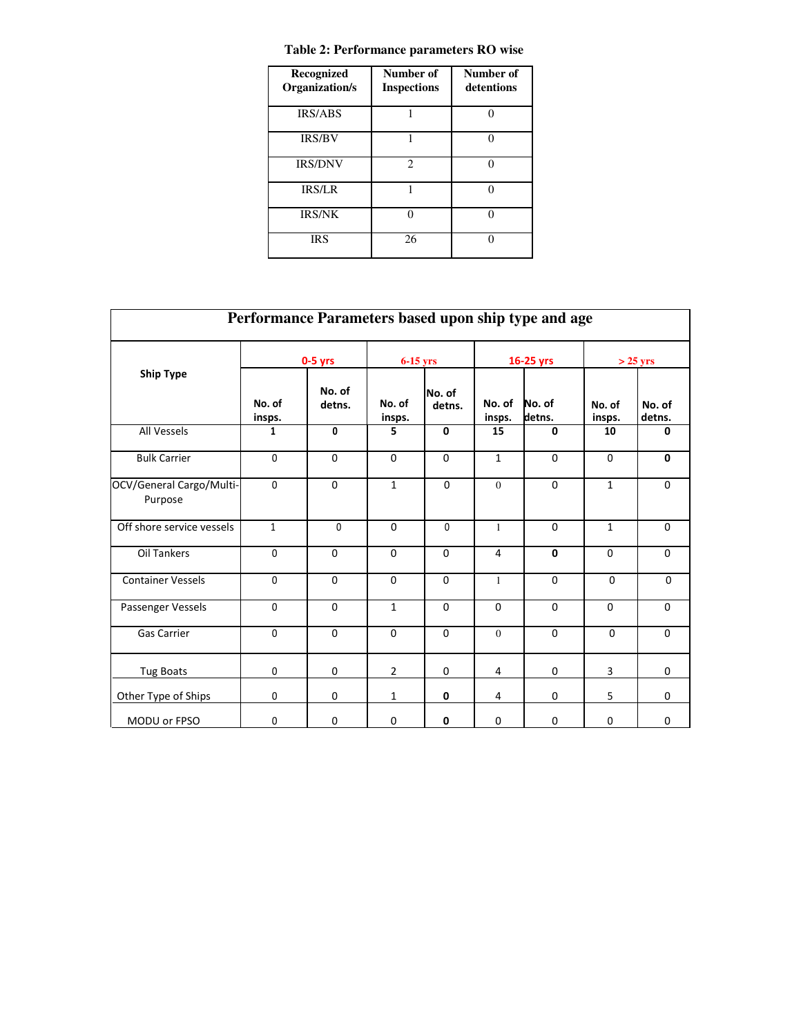**Table 2: Performance parameters RO wise**

| Recognized Organization/s | Number of Inspections | Number of detentions |
|---|---|---|
| IRS/ABS | 1 | 0 |
| IRS/BV | 1 | 0 |
| IRS/DNV | 2 | 0 |
| IRS/LR | 1 | 0 |
| IRS/NK | 0 | 0 |
| IRS | 26 | 0 |

**Performance Parameters based upon ship type and age**

| Ship Type | 0-5 yrs | | 6-15 yrs | | 16-25 yrs | | > 25 yrs | |
|---|---|---|---|---|---|---|---|---|
| | No. of insps. | No. of detns. | No. of insps. | No. of detns. | No. of insps. | No. of detns. | No. of insps. | No. of detns. |
| All Vessels | **1** | **0** | **5** | **0** | **15** | **0** | **10** | **0** |
| Bulk Carrier | 0 | 0 | 0 | 0 | 1 | 0 | 0 | **0** |
| OCV/General Cargo/Multi-Purpose | 0 | 0 | 1 | 0 | 0 | 0 | 1 | 0 |
| Off shore service vessels | 1 | 0 | 0 | 0 | 1 | 0 | 1 | 0 |
| Oil Tankers | 0 | 0 | 0 | 0 | 4 | **0** | 0 | 0 |
| Container Vessels | 0 | 0 | 0 | 0 | 1 | 0 | 0 | 0 |
| Passenger Vessels | 0 | 0 | 1 | 0 | 0 | 0 | 0 | 0 |
| Gas Carrier | 0 | 0 | 0 | 0 | 0 | 0 | 0 | 0 |
| Tug Boats | 0 | 0 | 2 | 0 | 4 | 0 | 3 | 0 |
| Other Type of Ships | 0 | 0 | 1 | **0** | 4 | 0 | 5 | 0 |
| MODU or FPSO | 0 | 0 | 0 | **0** | 0 | 0 | 0 | 0 |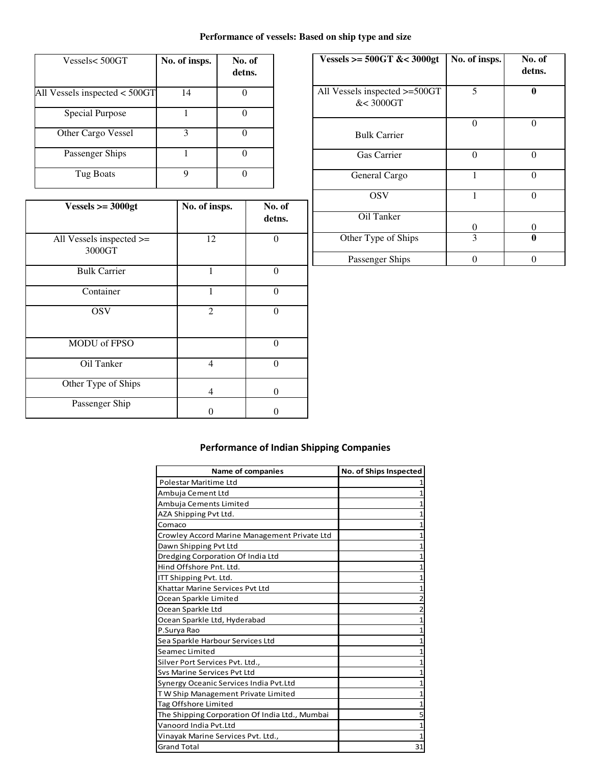## Performance of vessels: Based on ship type and size

| Vessels< 500GT | No. of insps. | No. of detns. |
|---|---|---|
| All Vessels inspected < 500GT | 14 | 0 |
| Special Purpose | 1 | 0 |
| Other Cargo Vessel | 3 | 0 |
| Passenger Ships | 1 | 0 |
| Tug Boats | 9 | 0 |

| Vessels >= 500GT &< 3000gt | No. of insps. | No. of detns. |
|---|---|---|
| All Vessels inspected >=500GT &< 3000GT | 5 | **0** |
| Bulk Carrier | 0 | 0 |
| Gas Carrier | 0 | 0 |
| General Cargo | 1 | 0 |
| OSV | 1 | 0 |
| Oil Tanker | 0 | 0 |
| Other Type of Ships | 3 | **0** |
| Passenger Ships | 0 | 0 |

| Vessels >= 3000gt | No. of insps. | No. of detns. |
|---|---|---|
| All Vessels inspected >= 3000GT | 12 | 0 |
| Bulk Carrier | 1 | 0 |
| Container | 1 | 0 |
| OSV | 2 | 0 |
| MODU of FPSO | | 0 |
| Oil Tanker | 4 | 0 |
| Other Type of Ships | 4 | 0 |
| Passenger Ship | 0 | 0 |

## Performance of Indian Shipping Companies

| Name of companies | No. of Ships Inspected |
|---|---|
| Polestar Maritime Ltd | 1 |
| Ambuja Cement Ltd | 1 |
| Ambuja Cements Limited | 1 |
| AZA Shipping Pvt Ltd. | 1 |
| Comaco | 1 |
| Crowley Accord Marine Management Private Ltd | 1 |
| Dawn Shipping Pvt Ltd | 1 |
| Dredging Corporation Of India Ltd | 1 |
| Hind Offshore Pnt. Ltd. | 1 |
| ITT Shipping Pvt. Ltd. | 1 |
| Khattar Marine Services Pvt Ltd | 1 |
| Ocean Sparkle Limited | 2 |
| Ocean Sparkle Ltd | 2 |
| Ocean Sparkle Ltd, Hyderabad | 1 |
| P.Surya Rao | 1 |
| Sea Sparkle Harbour Services Ltd | 1 |
| Seamec Limited | 1 |
| Silver Port Services Pvt. Ltd., | 1 |
| Svs Marine Services Pvt Ltd | 1 |
| Synergy Oceanic Services India Pvt.Ltd | 1 |
| T W Ship Management Private Limited | 1 |
| Tag Offshore Limited | 1 |
| The Shipping Corporation Of India Ltd., Mumbai | 5 |
| Vanoord India Pvt.Ltd | 1 |
| Vinayak Marine Services Pvt. Ltd., | 1 |
| Grand Total | 31 |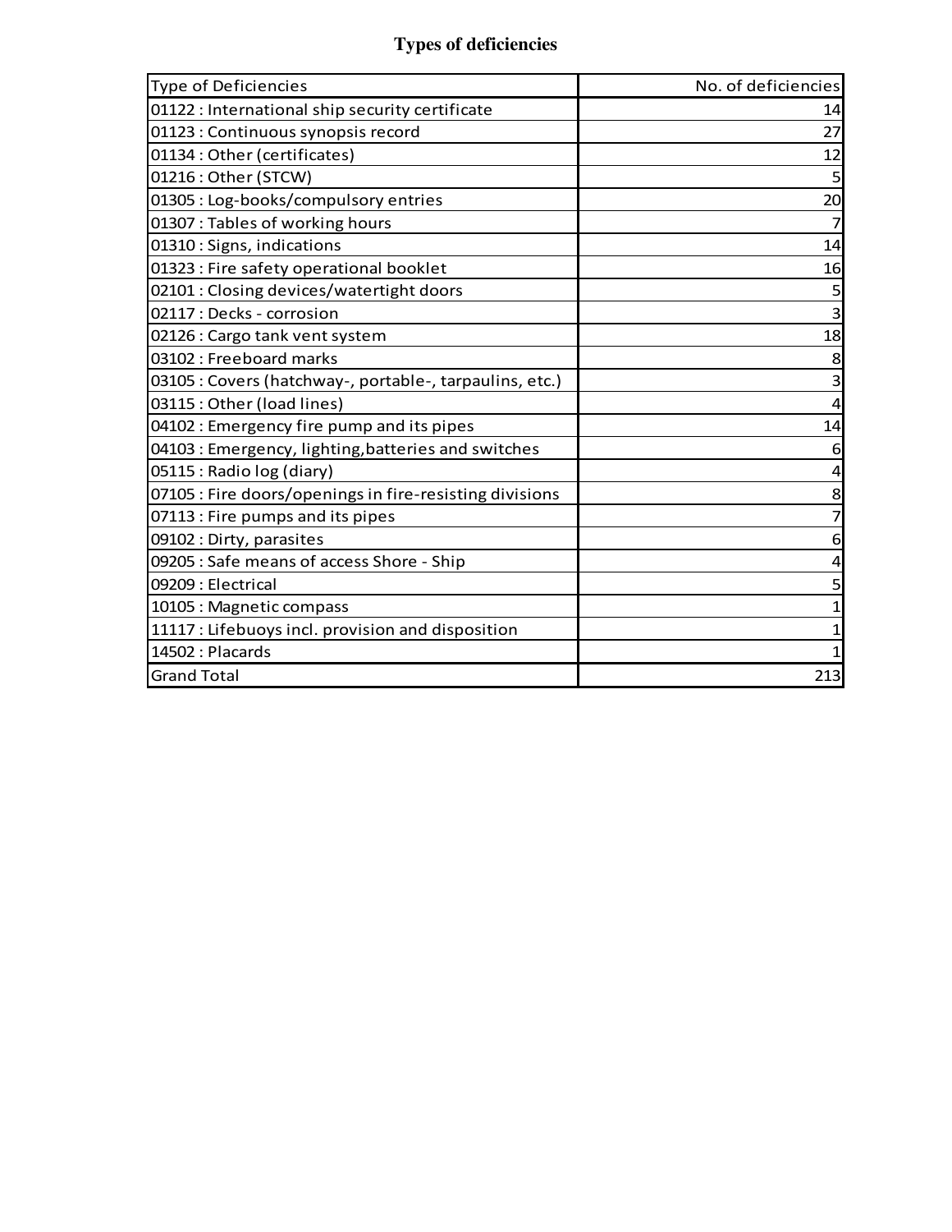## Types of deficiencies

| Type of Deficiencies | No. of deficiencies |
|---|---|
| 01122 : International ship security certificate | 14 |
| 01123 : Continuous synopsis record | 27 |
| 01134 : Other (certificates) | 12 |
| 01216 : Other (STCW) | 5 |
| 01305 : Log-books/compulsory entries | 20 |
| 01307 : Tables of working hours | 7 |
| 01310 : Signs, indications | 14 |
| 01323 : Fire safety operational booklet | 16 |
| 02101 : Closing devices/watertight doors | 5 |
| 02117 : Decks - corrosion | 3 |
| 02126 : Cargo tank vent system | 18 |
| 03102 : Freeboard marks | 8 |
| 03105 : Covers (hatchway-, portable-, tarpaulins, etc.) | 3 |
| 03115 : Other (load lines) | 4 |
| 04102 : Emergency fire pump and its pipes | 14 |
| 04103 : Emergency, lighting,batteries and switches | 6 |
| 05115 : Radio log (diary) | 4 |
| 07105 : Fire doors/openings in fire-resisting divisions | 8 |
| 07113 : Fire pumps and its pipes | 7 |
| 09102 : Dirty, parasites | 6 |
| 09205 : Safe means of access Shore - Ship | 4 |
| 09209 : Electrical | 5 |
| 10105 : Magnetic compass | 1 |
| 11117 : Lifebuoys incl. provision and disposition | 1 |
| 14502 : Placards | 1 |
| Grand Total | 213 |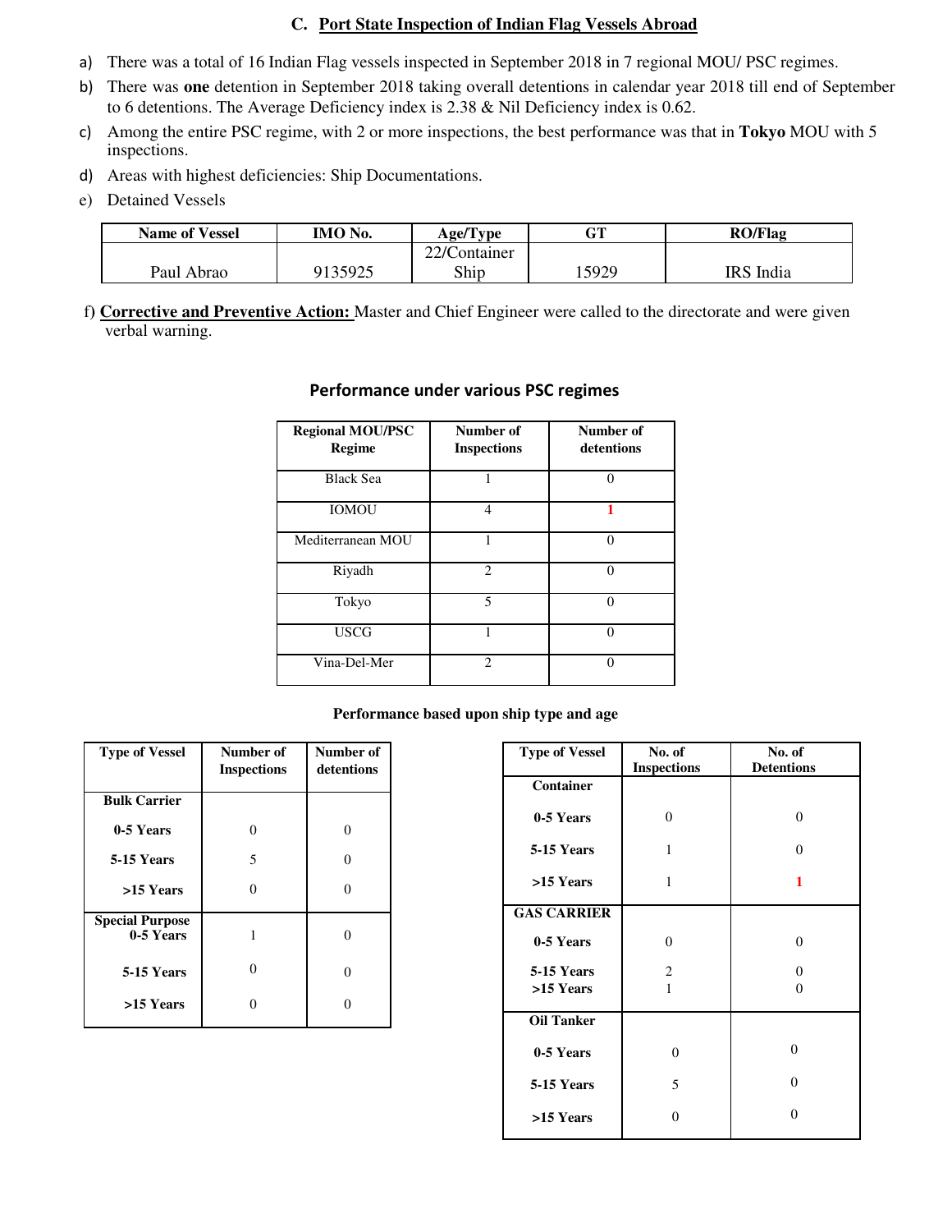## C. Port State Inspection of Indian Flag Vessels Abroad

a) There was a total of 16 Indian Flag vessels inspected in September 2018 in 7 regional MOU/ PSC regimes.

b) There was **one** detention in September 2018 taking overall detentions in calendar year 2018 till end of September to 6 detentions. The Average Deficiency index is 2.38 & Nil Deficiency index is 0.62.

c) Among the entire PSC regime, with 2 or more inspections, the best performance was that in **Tokyo** MOU with 5 inspections.

d) Areas with highest deficiencies: Ship Documentations.

e) Detained Vessels

| Name of Vessel | IMO No. | Age/Type | GT | RO/Flag |
|---|---|---|---|---|
| Paul Abrao | 9135925 | 22/Container Ship | 15929 | IRS India |

f) **Corrective and Preventive Action:** Master and Chief Engineer were called to the directorate and were given verbal warning.

### Performance under various PSC regimes

| Regional MOU/PSC Regime | Number of Inspections | Number of detentions |
|---|---|---|
| Black Sea | 1 | 0 |
| IOMOU | 4 | 1 |
| Mediterranean MOU | 1 | 0 |
| Riyadh | 2 | 0 |
| Tokyo | 5 | 0 |
| USCG | 1 | 0 |
| Vina-Del-Mer | 2 | 0 |

**Performance based upon ship type and age**

| Type of Vessel | Number of Inspections | Number of detentions |
|---|---|---|
| **Bulk Carrier** | | |
| **0-5 Years** | 0 | 0 |
| **5-15 Years** | 5 | 0 |
| **>15 Years** | 0 | 0 |
| **Special Purpose 0-5 Years** | 1 | 0 |
| **5-15 Years** | 0 | 0 |
| **>15 Years** | 0 | 0 |

| Type of Vessel | No. of Inspections | No. of Detentions |
|---|---|---|
| **Container** | | |
| **0-5 Years** | 0 | 0 |
| **5-15 Years** | 1 | 0 |
| **>15 Years** | 1 | 1 |
| **GAS CARRIER** | | |
| **0-5 Years** | 0 | 0 |
| **5-15 Years** | 2 | 0 |
| **>15 Years** | 1 | 0 |
| **Oil Tanker** | | |
| **0-5 Years** | 0 | 0 |
| **5-15 Years** | 5 | 0 |
| **>15 Years** | 0 | 0 |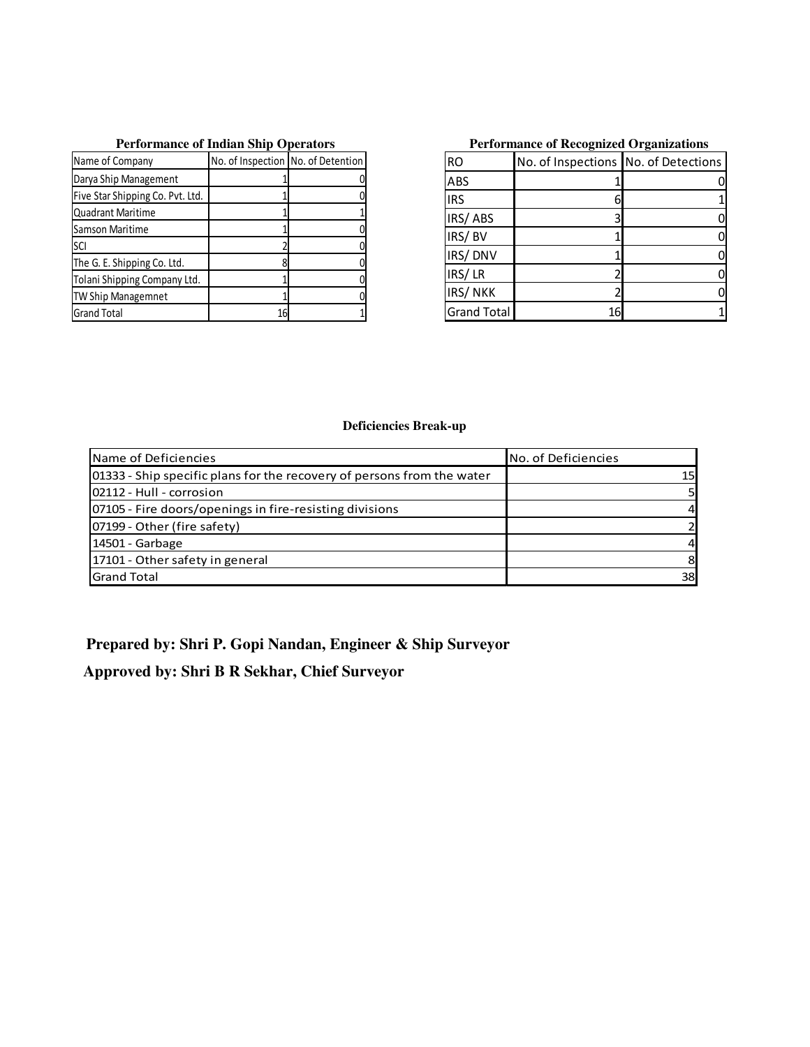**Performance of Indian Ship Operators**

| Name of Company | No. of Inspection | No. of Detention |
|---|---|---|
| Darya Ship Management | 1 | 0 |
| Five Star Shipping Co. Pvt. Ltd. | 1 | 0 |
| Quadrant Maritime | 1 | 1 |
| Samson Maritime | 1 | 0 |
| SCI | 2 | 0 |
| The G. E. Shipping Co. Ltd. | 8 | 0 |
| Tolani Shipping Company Ltd. | 1 | 0 |
| TW Ship Managemnet | 1 | 0 |
| Grand Total | 16 | 1 |

**Performance of Recognized Organizations**

| RO | No. of Inspections | No. of Detections |
|---|---|---|
| ABS | 1 | 0 |
| IRS | 6 | 1 |
| IRS/ ABS | 3 | 0 |
| IRS/ BV | 1 | 0 |
| IRS/ DNV | 1 | 0 |
| IRS/ LR | 2 | 0 |
| IRS/ NKK | 2 | 0 |
| Grand Total | 16 | 1 |

**Deficiencies Break-up**

| Name of Deficiencies | No. of Deficiencies |
|---|---|
| 01333 - Ship specific plans for the recovery of persons from the water | 15 |
| 02112 - Hull - corrosion | 5 |
| 07105 - Fire doors/openings in fire-resisting divisions | 4 |
| 07199 - Other (fire safety) | 2 |
| 14501 - Garbage | 4 |
| 17101 - Other safety in general | 8 |
| Grand Total | 38 |

**Prepared by: Shri P. Gopi Nandan, Engineer & Ship Surveyor**

**Approved by: Shri B R Sekhar, Chief Surveyor**